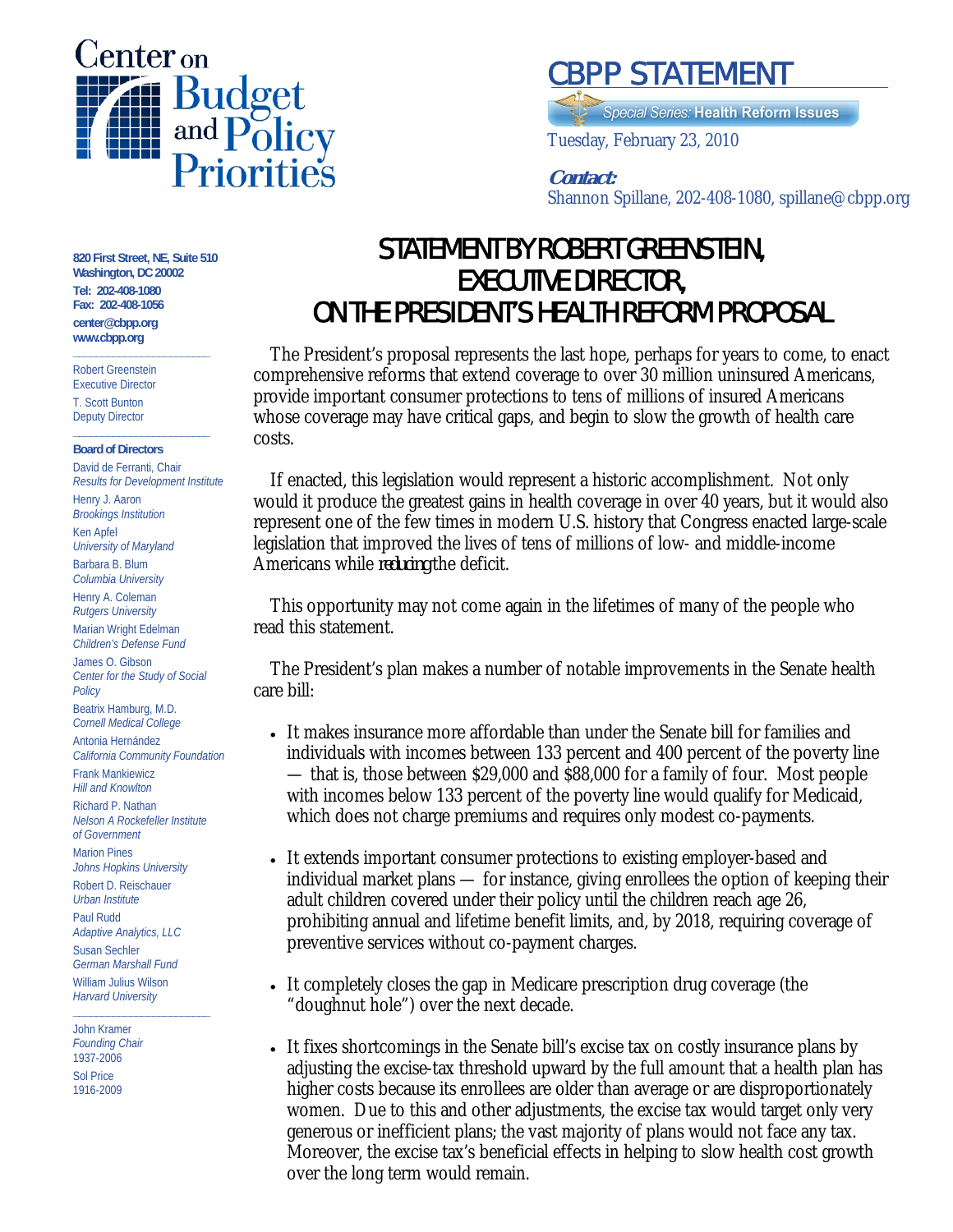# Center on Budget and Policy Priorities

## CBPP STATEMENT

*Special Series:* **Health Reform Issues**

Tuesday, February 23, 2010

***Contact:***
Shannon Spillane, 202-408-1080, spillane@cbpp.org

**820 First Street, NE, Suite 510**
**Washington, DC 20002**
**Tel: 202-408-1080**
**Fax: 202-408-1056**
**center@cbpp.org**
**www.cbpp.org**

Robert Greenstein
Executive Director

T. Scott Bunton
Deputy Director

**Board of Directors**

David de Ferranti, Chair
*Results for Development Institute*

Henry J. Aaron
*Brookings Institution*

Ken Apfel
*University of Maryland*

Barbara B. Blum
*Columbia University*

Henry A. Coleman
*Rutgers University*

Marian Wright Edelman
*Children's Defense Fund*

James O. Gibson
*Center for the Study of Social Policy*

Beatrix Hamburg, M.D.
*Cornell Medical College*

Antonia Hernández
*California Community Foundation*

Frank Mankiewicz
*Hill and Knowlton*

Richard P. Nathan
*Nelson A Rockefeller Institute of Government*

Marion Pines
*Johns Hopkins University*

Robert D. Reischauer
*Urban Institute*

Paul Rudd
*Adaptive Analytics, LLC*

Susan Sechler
*German Marshall Fund*

William Julius Wilson
*Harvard University*

John Kramer
*Founding Chair*
1937-2006

Sol Price
1916-2009

# STATEMENT BY ROBERT GREENSTEIN, EXECUTIVE DIRECTOR, ON THE PRESIDENT'S HEALTH REFORM PROPOSAL

The President's proposal represents the last hope, perhaps for years to come, to enact comprehensive reforms that extend coverage to over 30 million uninsured Americans, provide important consumer protections to tens of millions of insured Americans whose coverage may have critical gaps, and begin to slow the growth of health care costs.

If enacted, this legislation would represent a historic accomplishment. Not only would it produce the greatest gains in health coverage in over 40 years, but it would also represent one of the few times in modern U.S. history that Congress enacted large-scale legislation that improved the lives of tens of millions of low- and middle-income Americans while *reducing* the deficit.

This opportunity may not come again in the lifetimes of many of the people who read this statement.

The President's plan makes a number of notable improvements in the Senate health care bill:

- It makes insurance more affordable than under the Senate bill for families and individuals with incomes between 133 percent and 400 percent of the poverty line — that is, those between $29,000 and $88,000 for a family of four. Most people with incomes below 133 percent of the poverty line would qualify for Medicaid, which does not charge premiums and requires only modest co-payments.

- It extends important consumer protections to existing employer-based and individual market plans — for instance, giving enrollees the option of keeping their adult children covered under their policy until the children reach age 26, prohibiting annual and lifetime benefit limits, and, by 2018, requiring coverage of preventive services without co-payment charges.

- It completely closes the gap in Medicare prescription drug coverage (the "doughnut hole") over the next decade.

- It fixes shortcomings in the Senate bill's excise tax on costly insurance plans by adjusting the excise-tax threshold upward by the full amount that a health plan has higher costs because its enrollees are older than average or are disproportionately women. Due to this and other adjustments, the excise tax would target only very generous or inefficient plans; the vast majority of plans would not face any tax. Moreover, the excise tax's beneficial effects in helping to slow health cost growth over the long term would remain.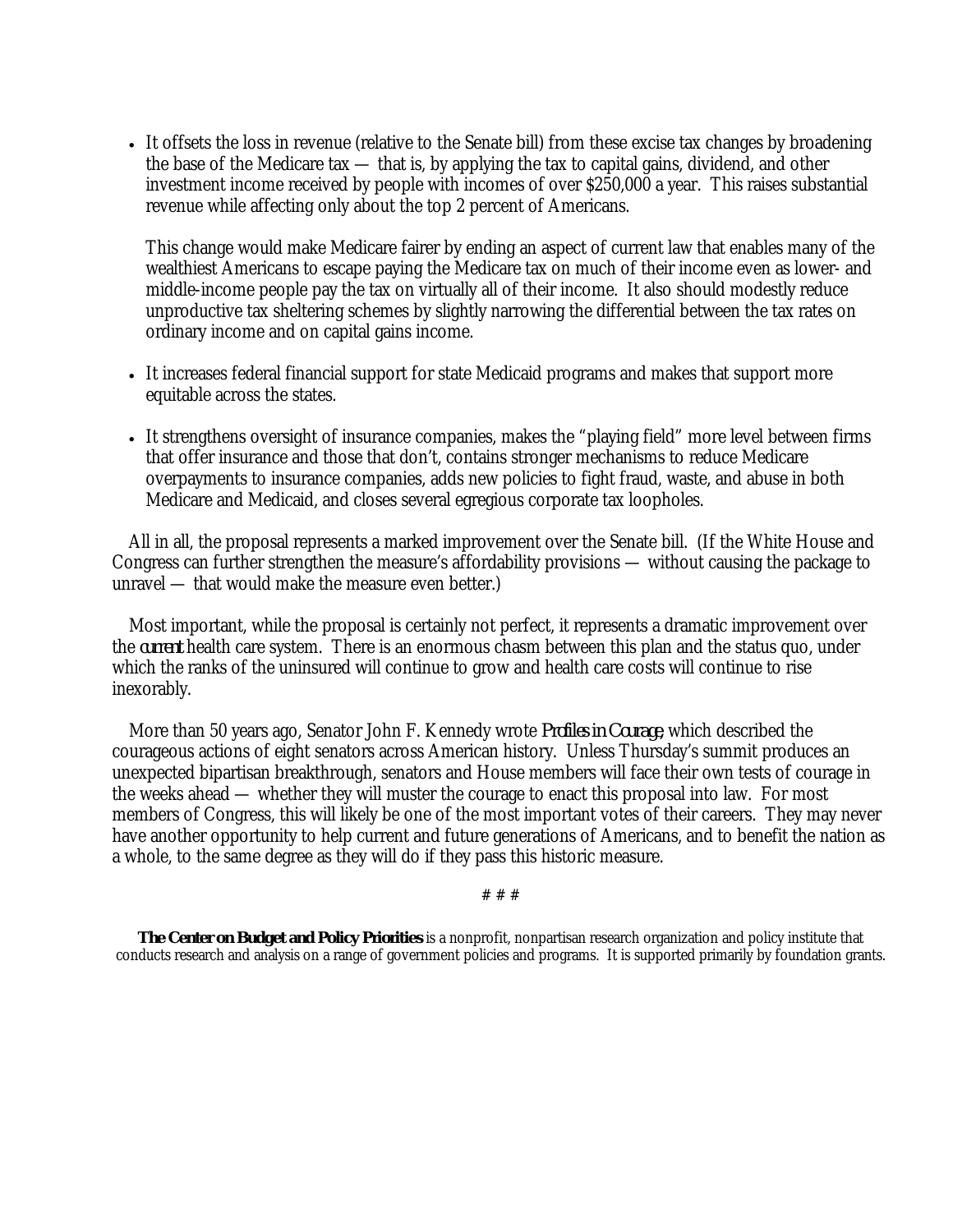- It offsets the loss in revenue (relative to the Senate bill) from these excise tax changes by broadening the base of the Medicare tax — that is, by applying the tax to capital gains, dividend, and other investment income received by people with incomes of over $250,000 a year. This raises substantial revenue while affecting only about the top 2 percent of Americans.

  This change would make Medicare fairer by ending an aspect of current law that enables many of the wealthiest Americans to escape paying the Medicare tax on much of their income even as lower- and middle-income people pay the tax on virtually all of their income. It also should modestly reduce unproductive tax sheltering schemes by slightly narrowing the differential between the tax rates on ordinary income and on capital gains income.

- It increases federal financial support for state Medicaid programs and makes that support more equitable across the states.

- It strengthens oversight of insurance companies, makes the "playing field" more level between firms that offer insurance and those that don't, contains stronger mechanisms to reduce Medicare overpayments to insurance companies, adds new policies to fight fraud, waste, and abuse in both Medicare and Medicaid, and closes several egregious corporate tax loopholes.

All in all, the proposal represents a marked improvement over the Senate bill. (If the White House and Congress can further strengthen the measure's affordability provisions — without causing the package to unravel — that would make the measure even better.)

Most important, while the proposal is certainly not perfect, it represents a dramatic improvement over the *current* health care system. There is an enormous chasm between this plan and the status quo, under which the ranks of the uninsured will continue to grow and health care costs will continue to rise inexorably.

More than 50 years ago, Senator John F. Kennedy wrote *Profiles in Courage*, which described the courageous actions of eight senators across American history. Unless Thursday's summit produces an unexpected bipartisan breakthrough, senators and House members will face their own tests of courage in the weeks ahead — whether they will muster the courage to enact this proposal into law. For most members of Congress, this will likely be one of the most important votes of their careers. They may never have another opportunity to help current and future generations of Americans, and to benefit the nation as a whole, to the same degree as they will do if they pass this historic measure.

# # #

***The Center on Budget and Policy Priorities*** is a nonprofit, nonpartisan research organization and policy institute that conducts research and analysis on a range of government policies and programs. It is supported primarily by foundation grants.